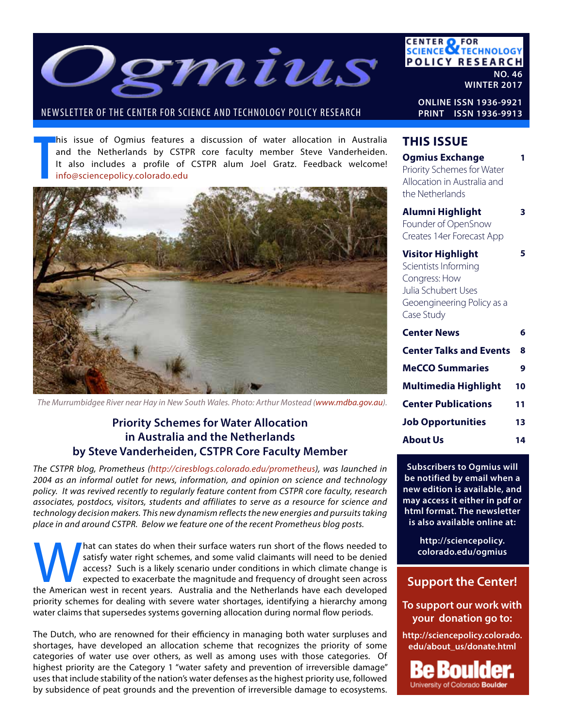# Ogmius

NEWSLETTER OF THE CENTER FOR SCIENCE AND TECHNOLOGY POLICY RESEARCH

CENTER FOR SCIENCE & TECHNOLOGY POLICY RESEARCH

NO. 46
WINTER 2017

ONLINE ISSN 1936-9921
PRINT ISSN 1936-9913

This issue of Ogmius features a discussion of water allocation in Australia and the Netherlands by CSTPR core faculty member Steve Vanderheiden. It also includes a profile of CSTPR alum Joel Gratz. Feedback welcome! info@sciencepolicy.colorado.edu

*The Murrumbidgee River near Hay in New South Wales. Photo: Arthur Mostead (www.mdba.gov.au).*

## Priority Schemes for Water Allocation in Australia and the Netherlands by Steve Vanderheiden, CSTPR Core Faculty Member

*The CSTPR blog, Prometheus (http://ciresblogs.colorado.edu/prometheus), was launched in 2004 as an informal outlet for news, information, and opinion on science and technology policy. It was revived recently to regularly feature content from CSTPR core faculty, research associates, postdocs, visitors, students and affiliates to serve as a resource for science and technology decision makers. This new dynamism reflects the new energies and pursuits taking place in and around CSTPR. Below we feature one of the recent Prometheus blog posts.*

What can states do when their surface waters run short of the flows needed to satisfy water right schemes, and some valid claimants will need to be denied access? Such is a likely scenario under conditions in which climate change is expected to exacerbate the magnitude and frequency of drought seen across the American west in recent years. Australia and the Netherlands have each developed priority schemes for dealing with severe water shortages, identifying a hierarchy among water claims that supersedes systems governing allocation during normal flow periods.

The Dutch, who are renowned for their efficiency in managing both water surpluses and shortages, have developed an allocation scheme that recognizes the priority of some categories of water use over others, as well as among uses with those categories. Of highest priority are the Category 1 "water safety and prevention of irreversible damage" uses that include stability of the nation's water defenses as the highest priority use, followed by subsidence of peat grounds and the prevention of irreversible damage to ecosystems.

## THIS ISSUE

| | |
|---|---|
| **Ogmius Exchange** Priority Schemes for Water Allocation in Australia and the Netherlands | 1 |
| **Alumni Highlight** Founder of OpenSnow Creates 14er Forecast App | 3 |
| **Visitor Highlight** Scientists Informing Congress: How Julia Schubert Uses Geoengineering Policy as a Case Study | 5 |
| **Center News** | 6 |
| **Center Talks and Events** | 8 |
| **MeCCO Summaries** | 9 |
| **Multimedia Highlight** | 10 |
| **Center Publications** | 11 |
| **Job Opportunities** | 13 |
| **About Us** | 14 |

**Subscribers to Ogmius will be notified by email when a new edition is available, and may access it either in pdf or html format. The newsletter is also available online at:**

**http://sciencepolicy.colorado.edu/ogmius**

**Support the Center!**

**To support our work with your donation go to:**

**http://sciencepolicy.colorado.edu/about_us/donate.html**

Be Boulder.
University of Colorado Boulder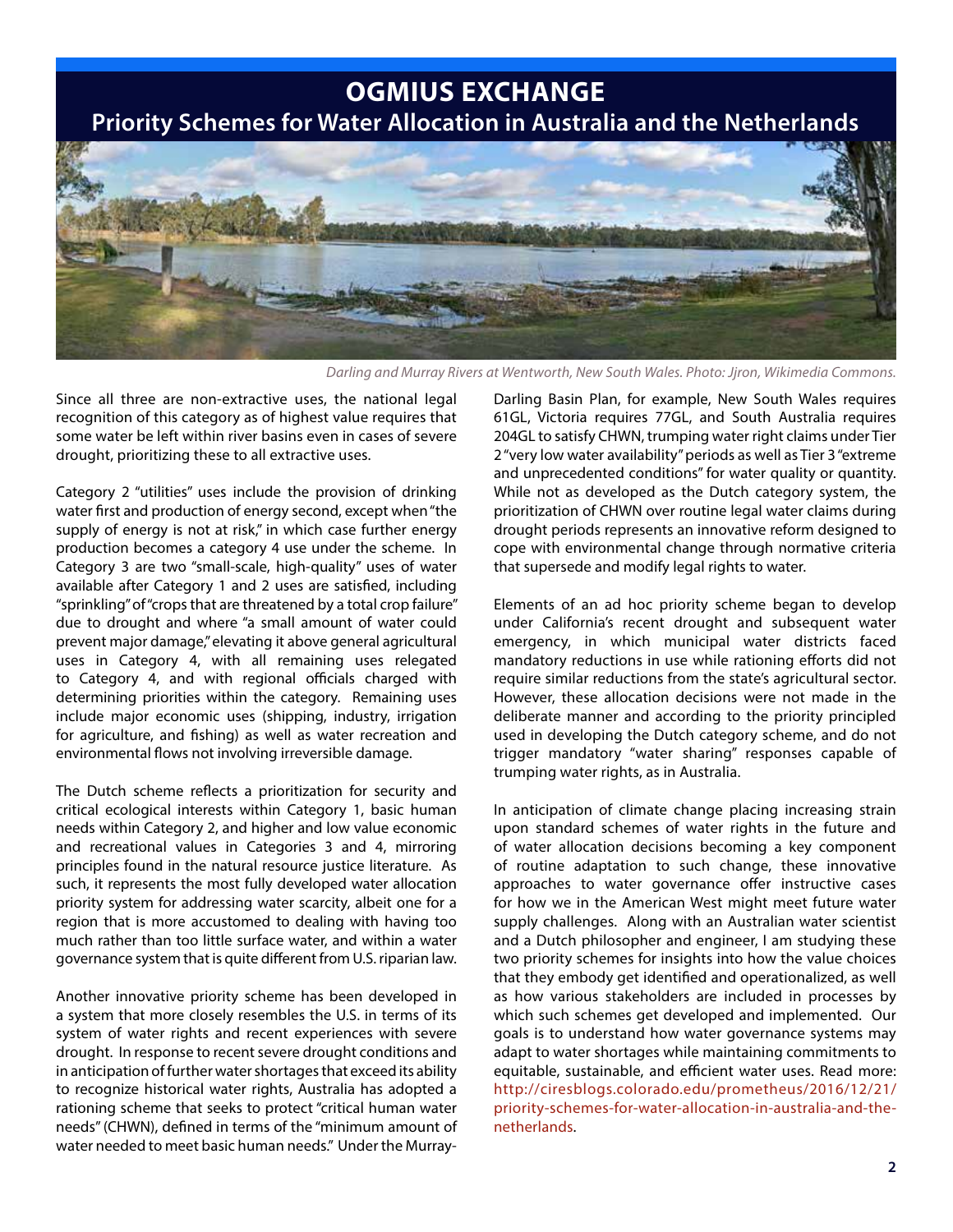# OGMIUS EXCHANGE

## Priority Schemes for Water Allocation in Australia and the Netherlands

*Darling and Murray Rivers at Wentworth, New South Wales. Photo: Jjron, Wikimedia Commons.*

Since all three are non-extractive uses, the national legal recognition of this category as of highest value requires that some water be left within river basins even in cases of severe drought, prioritizing these to all extractive uses.

Category 2 "utilities" uses include the provision of drinking water first and production of energy second, except when "the supply of energy is not at risk," in which case further energy production becomes a category 4 use under the scheme. In Category 3 are two "small-scale, high-quality" uses of water available after Category 1 and 2 uses are satisfied, including "sprinkling" of "crops that are threatened by a total crop failure" due to drought and where "a small amount of water could prevent major damage," elevating it above general agricultural uses in Category 4, with all remaining uses relegated to Category 4, and with regional officials charged with determining priorities within the category. Remaining uses include major economic uses (shipping, industry, irrigation for agriculture, and fishing) as well as water recreation and environmental flows not involving irreversible damage.

The Dutch scheme reflects a prioritization for security and critical ecological interests within Category 1, basic human needs within Category 2, and higher and low value economic and recreational values in Categories 3 and 4, mirroring principles found in the natural resource justice literature. As such, it represents the most fully developed water allocation priority system for addressing water scarcity, albeit one for a region that is more accustomed to dealing with having too much rather than too little surface water, and within a water governance system that is quite different from U.S. riparian law.

Another innovative priority scheme has been developed in a system that more closely resembles the U.S. in terms of its system of water rights and recent experiences with severe drought. In response to recent severe drought conditions and in anticipation of further water shortages that exceed its ability to recognize historical water rights, Australia has adopted a rationing scheme that seeks to protect "critical human water needs" (CHWN), defined in terms of the "minimum amount of water needed to meet basic human needs." Under the Murray-Darling Basin Plan, for example, New South Wales requires 61GL, Victoria requires 77GL, and South Australia requires 204GL to satisfy CHWN, trumping water right claims under Tier 2 "very low water availability" periods as well as Tier 3 "extreme and unprecedented conditions" for water quality or quantity. While not as developed as the Dutch category system, the prioritization of CHWN over routine legal water claims during drought periods represents an innovative reform designed to cope with environmental change through normative criteria that supersede and modify legal rights to water.

Elements of an ad hoc priority scheme began to develop under California's recent drought and subsequent water emergency, in which municipal water districts faced mandatory reductions in use while rationing efforts did not require similar reductions from the state's agricultural sector. However, these allocation decisions were not made in the deliberate manner and according to the priority principled used in developing the Dutch category scheme, and do not trigger mandatory "water sharing" responses capable of trumping water rights, as in Australia.

In anticipation of climate change placing increasing strain upon standard schemes of water rights in the future and of water allocation decisions becoming a key component of routine adaptation to such change, these innovative approaches to water governance offer instructive cases for how we in the American West might meet future water supply challenges. Along with an Australian water scientist and a Dutch philosopher and engineer, I am studying these two priority schemes for insights into how the value choices that they embody get identified and operationalized, as well as how various stakeholders are included in processes by which such schemes get developed and implemented. Our goals is to understand how water governance systems may adapt to water shortages while maintaining commitments to equitable, sustainable, and efficient water uses. Read more: http://ciresblogs.colorado.edu/prometheus/2016/12/21/priority-schemes-for-water-allocation-in-australia-and-the-netherlands.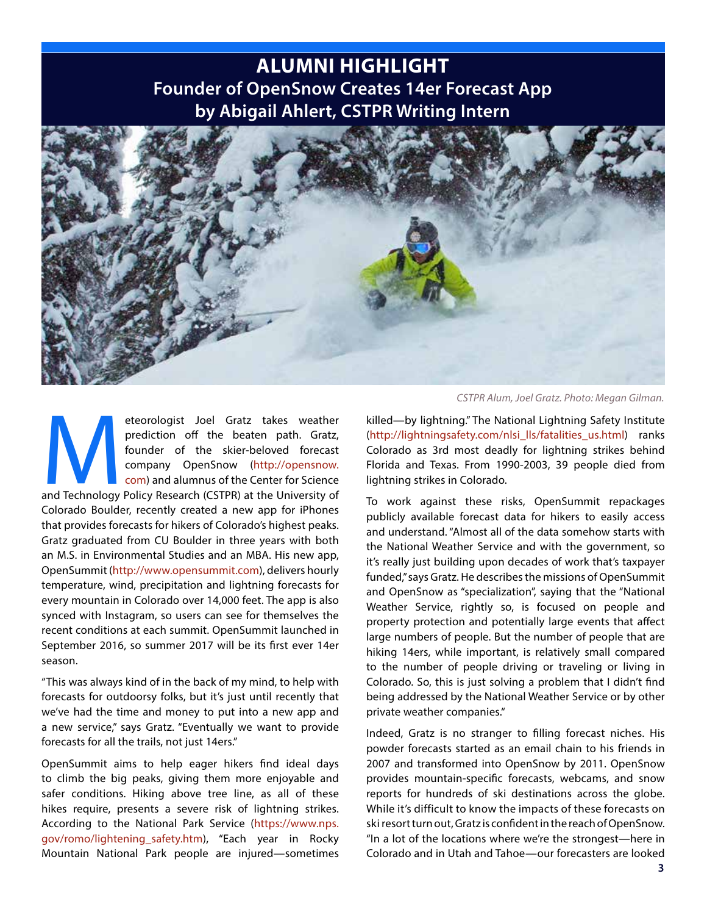# ALUMNI HIGHLIGHT

## Founder of OpenSnow Creates 14er Forecast App

### by Abigail Ahlert, CSTPR Writing Intern

*CSTPR Alum, Joel Gratz. Photo: Megan Gilman.*

Meteorologist Joel Gratz takes weather prediction off the beaten path. Gratz, founder of the skier-beloved forecast company OpenSnow (http://opensnow.com) and alumnus of the Center for Science and Technology Policy Research (CSTPR) at the University of Colorado Boulder, recently created a new app for iPhones that provides forecasts for hikers of Colorado's highest peaks. Gratz graduated from CU Boulder in three years with both an M.S. in Environmental Studies and an MBA. His new app, OpenSummit (http://www.opensummit.com), delivers hourly temperature, wind, precipitation and lightning forecasts for every mountain in Colorado over 14,000 feet. The app is also synced with Instagram, so users can see for themselves the recent conditions at each summit. OpenSummit launched in September 2016, so summer 2017 will be its first ever 14er season.

"This was always kind of in the back of my mind, to help with forecasts for outdoorsy folks, but it's just until recently that we've had the time and money to put into a new app and a new service," says Gratz. "Eventually we want to provide forecasts for all the trails, not just 14ers."

OpenSummit aims to help eager hikers find ideal days to climb the big peaks, giving them more enjoyable and safer conditions. Hiking above tree line, as all of these hikes require, presents a severe risk of lightning strikes. According to the National Park Service (https://www.nps.gov/romo/lightening_safety.htm), "Each year in Rocky Mountain National Park people are injured—sometimes killed—by lightning." The National Lightning Safety Institute (http://lightningsafety.com/nlsi_lls/fatalities_us.html) ranks Colorado as 3rd most deadly for lightning strikes behind Florida and Texas. From 1990-2003, 39 people died from lightning strikes in Colorado.

To work against these risks, OpenSummit repackages publicly available forecast data for hikers to easily access and understand. "Almost all of the data somehow starts with the National Weather Service and with the government, so it's really just building upon decades of work that's taxpayer funded," says Gratz. He describes the missions of OpenSummit and OpenSnow as "specialization", saying that the "National Weather Service, rightly so, is focused on people and property protection and potentially large events that affect large numbers of people. But the number of people that are hiking 14ers, while important, is relatively small compared to the number of people driving or traveling or living in Colorado. So, this is just solving a problem that I didn't find being addressed by the National Weather Service or by other private weather companies."

Indeed, Gratz is no stranger to filling forecast niches. His powder forecasts started as an email chain to his friends in 2007 and transformed into OpenSnow by 2011. OpenSnow provides mountain-specific forecasts, webcams, and snow reports for hundreds of ski destinations across the globe. While it's difficult to know the impacts of these forecasts on ski resort turn out, Gratz is confident in the reach of OpenSnow. "In a lot of the locations where we're the strongest—here in Colorado and in Utah and Tahoe—our forecasters are looked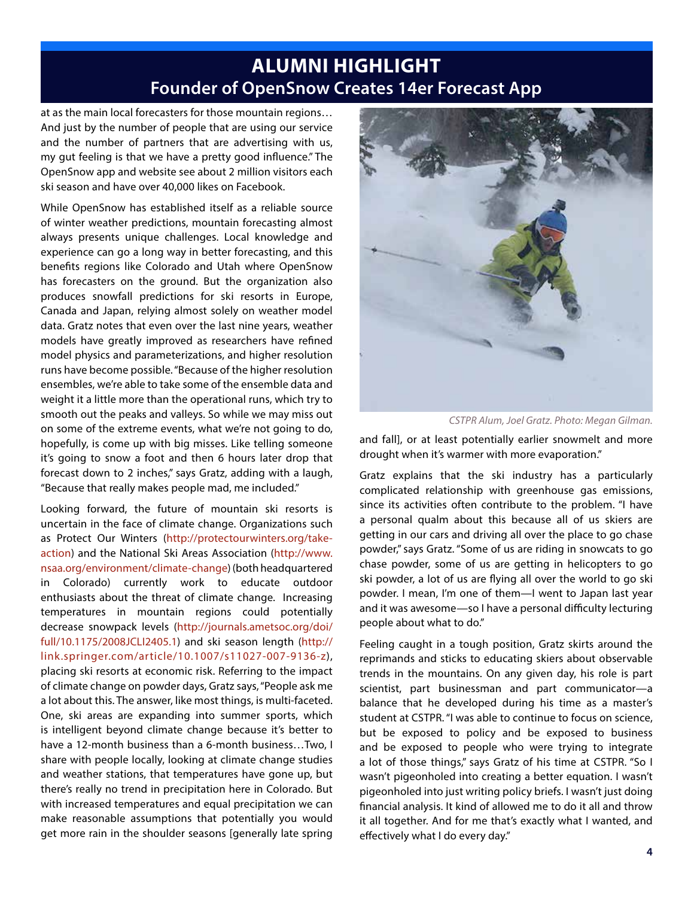# ALUMNI HIGHLIGHT

## Founder of OpenSnow Creates 14er Forecast App

at as the main local forecasters for those mountain regions… And just by the number of people that are using our service and the number of partners that are advertising with us, my gut feeling is that we have a pretty good influence." The OpenSnow app and website see about 2 million visitors each ski season and have over 40,000 likes on Facebook.

While OpenSnow has established itself as a reliable source of winter weather predictions, mountain forecasting almost always presents unique challenges. Local knowledge and experience can go a long way in better forecasting, and this benefits regions like Colorado and Utah where OpenSnow has forecasters on the ground. But the organization also produces snowfall predictions for ski resorts in Europe, Canada and Japan, relying almost solely on weather model data. Gratz notes that even over the last nine years, weather models have greatly improved as researchers have refined model physics and parameterizations, and higher resolution runs have become possible. "Because of the higher resolution ensembles, we're able to take some of the ensemble data and weight it a little more than the operational runs, which try to smooth out the peaks and valleys. So while we may miss out on some of the extreme events, what we're not going to do, hopefully, is come up with big misses. Like telling someone it's going to snow a foot and then 6 hours later drop that forecast down to 2 inches," says Gratz, adding with a laugh, "Because that really makes people mad, me included."

Looking forward, the future of mountain ski resorts is uncertain in the face of climate change. Organizations such as Protect Our Winters (http://protectourwinters.org/take-action) and the National Ski Areas Association (http://www.nsaa.org/environment/climate-change) (both headquartered in Colorado) currently work to educate outdoor enthusiasts about the threat of climate change. Increasing temperatures in mountain regions could potentially decrease snowpack levels (http://journals.ametsoc.org/doi/full/10.1175/2008JCLI2405.1) and ski season length (http://link.springer.com/article/10.1007/s11027-007-9136-z), placing ski resorts at economic risk. Referring to the impact of climate change on powder days, Gratz says, "People ask me a lot about this. The answer, like most things, is multi-faceted. One, ski areas are expanding into summer sports, which is intelligent beyond climate change because it's better to have a 12-month business than a 6-month business…Two, I share with people locally, looking at climate change studies and weather stations, that temperatures have gone up, but there's really no trend in precipitation here in Colorado. But with increased temperatures and equal precipitation we can make reasonable assumptions that potentially you would get more rain in the shoulder seasons [generally late spring and fall], or at least potentially earlier snowmelt and more drought when it's warmer with more evaporation."

*CSTPR Alum, Joel Gratz. Photo: Megan Gilman.*

Gratz explains that the ski industry has a particularly complicated relationship with greenhouse gas emissions, since its activities often contribute to the problem. "I have a personal qualm about this because all of us skiers are getting in our cars and driving all over the place to go chase powder," says Gratz. "Some of us are riding in snowcats to go chase powder, some of us are getting in helicopters to go ski powder, a lot of us are flying all over the world to go ski powder. I mean, I'm one of them—I went to Japan last year and it was awesome—so I have a personal difficulty lecturing people about what to do."

Feeling caught in a tough position, Gratz skirts around the reprimands and sticks to educating skiers about observable trends in the mountains. On any given day, his role is part scientist, part businessman and part communicator—a balance that he developed during his time as a master's student at CSTPR. "I was able to continue to focus on science, but be exposed to policy and be exposed to business and be exposed to people who were trying to integrate a lot of those things," says Gratz of his time at CSTPR. "So I wasn't pigeonholed into creating a better equation. I wasn't pigeonholed into just writing policy briefs. I wasn't just doing financial analysis. It kind of allowed me to do it all and throw it all together. And for me that's exactly what I wanted, and effectively what I do every day."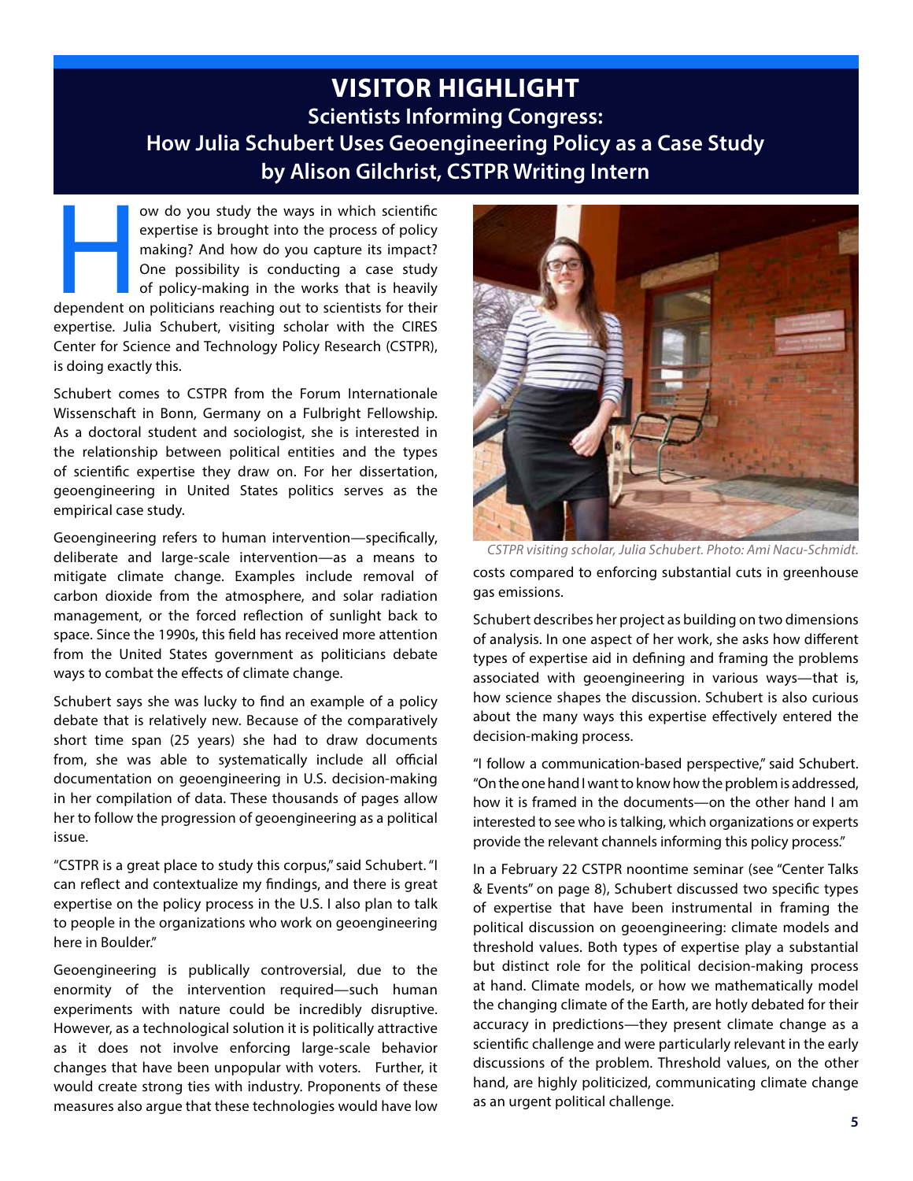# VISITOR HIGHLIGHT

## Scientists Informing Congress: How Julia Schubert Uses Geoengineering Policy as a Case Study

### by Alison Gilchrist, CSTPR Writing Intern

How do you study the ways in which scientific expertise is brought into the process of policy making? And how do you capture its impact? One possibility is conducting a case study of policy-making in the works that is heavily dependent on politicians reaching out to scientists for their expertise. Julia Schubert, visiting scholar with the CIRES Center for Science and Technology Policy Research (CSTPR), is doing exactly this.

Schubert comes to CSTPR from the Forum Internationale Wissenschaft in Bonn, Germany on a Fulbright Fellowship. As a doctoral student and sociologist, she is interested in the relationship between political entities and the types of scientific expertise they draw on. For her dissertation, geoengineering in United States politics serves as the empirical case study.

Geoengineering refers to human intervention—specifically, deliberate and large-scale intervention—as a means to mitigate climate change. Examples include removal of carbon dioxide from the atmosphere, and solar radiation management, or the forced reflection of sunlight back to space. Since the 1990s, this field has received more attention from the United States government as politicians debate ways to combat the effects of climate change.

Schubert says she was lucky to find an example of a policy debate that is relatively new. Because of the comparatively short time span (25 years) she had to draw documents from, she was able to systematically include all official documentation on geoengineering in U.S. decision-making in her compilation of data. These thousands of pages allow her to follow the progression of geoengineering as a political issue.

"CSTPR is a great place to study this corpus," said Schubert. "I can reflect and contextualize my findings, and there is great expertise on the policy process in the U.S. I also plan to talk to people in the organizations who work on geoengineering here in Boulder."

Geoengineering is publically controversial, due to the enormity of the intervention required—such human experiments with nature could be incredibly disruptive. However, as a technological solution it is politically attractive as it does not involve enforcing large-scale behavior changes that have been unpopular with voters. Further, it would create strong ties with industry. Proponents of these measures also argue that these technologies would have low costs compared to enforcing substantial cuts in greenhouse gas emissions.

*CSTPR visiting scholar, Julia Schubert. Photo: Ami Nacu-Schmidt.*

Schubert describes her project as building on two dimensions of analysis. In one aspect of her work, she asks how different types of expertise aid in defining and framing the problems associated with geoengineering in various ways—that is, how science shapes the discussion. Schubert is also curious about the many ways this expertise effectively entered the decision-making process.

"I follow a communication-based perspective," said Schubert. "On the one hand I want to know how the problem is addressed, how it is framed in the documents—on the other hand I am interested to see who is talking, which organizations or experts provide the relevant channels informing this policy process."

In a February 22 CSTPR noontime seminar (see "Center Talks & Events" on page 8), Schubert discussed two specific types of expertise that have been instrumental in framing the political discussion on geoengineering: climate models and threshold values. Both types of expertise play a substantial but distinct role for the political decision-making process at hand. Climate models, or how we mathematically model the changing climate of the Earth, are hotly debated for their accuracy in predictions—they present climate change as a scientific challenge and were particularly relevant in the early discussions of the problem. Threshold values, on the other hand, are highly politicized, communicating climate change as an urgent political challenge.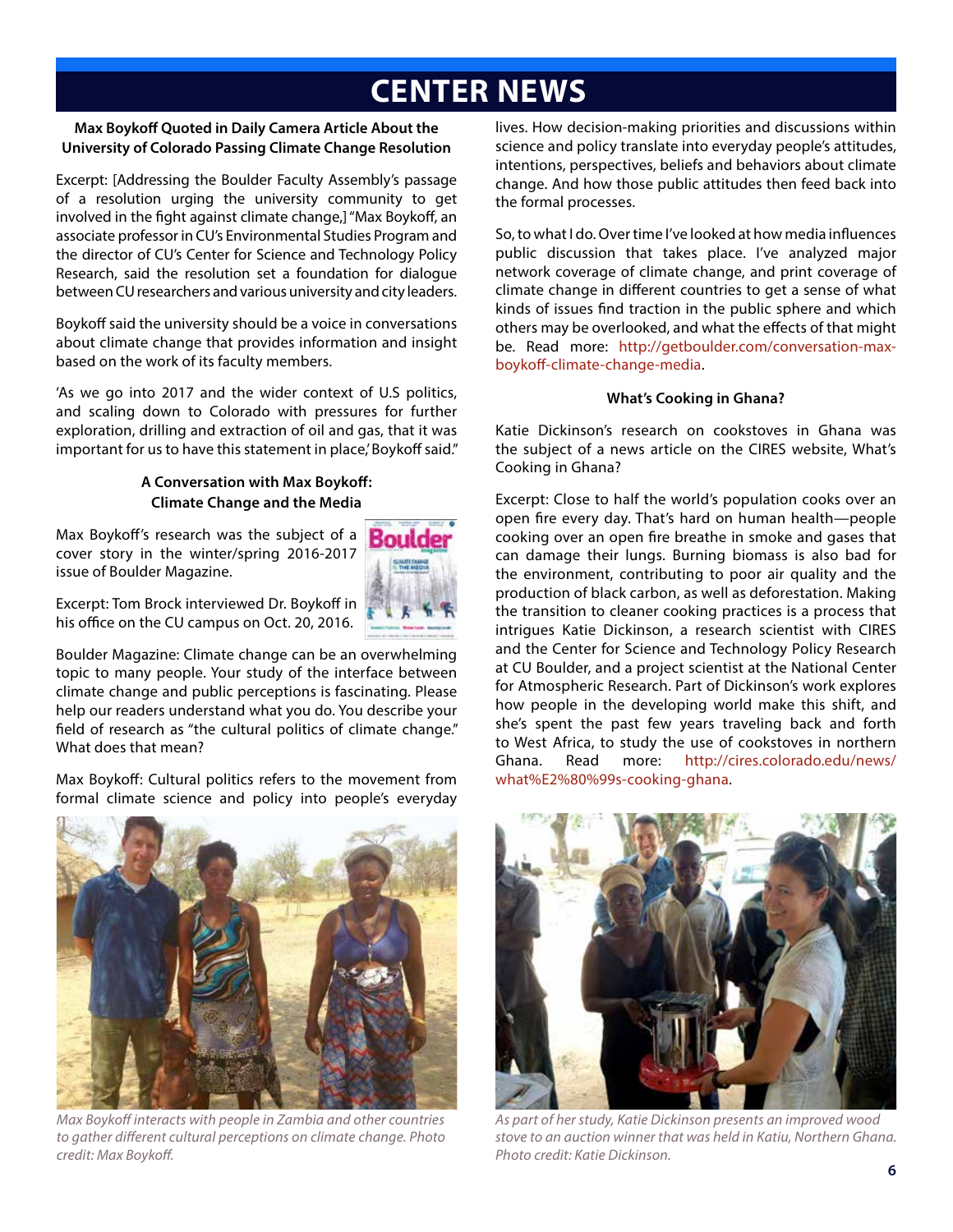# CENTER NEWS

**Max Boykoff Quoted in Daily Camera Article About the University of Colorado Passing Climate Change Resolution**

Excerpt: [Addressing the Boulder Faculty Assembly's passage of a resolution urging the university community to get involved in the fight against climate change,] "Max Boykoff, an associate professor in CU's Environmental Studies Program and the director of CU's Center for Science and Technology Policy Research, said the resolution set a foundation for dialogue between CU researchers and various university and city leaders.

Boykoff said the university should be a voice in conversations about climate change that provides information and insight based on the work of its faculty members.

'As we go into 2017 and the wider context of U.S politics, and scaling down to Colorado with pressures for further exploration, drilling and extraction of oil and gas, that it was important for us to have this statement in place,' Boykoff said."

**A Conversation with Max Boykoff: Climate Change and the Media**

Max Boykoff's research was the subject of a cover story in the winter/spring 2016-2017 issue of Boulder Magazine.

Excerpt: Tom Brock interviewed Dr. Boykoff in his office on the CU campus on Oct. 20, 2016.

Boulder Magazine: Climate change can be an overwhelming topic to many people. Your study of the interface between climate change and public perceptions is fascinating. Please help our readers understand what you do. You describe your field of research as "the cultural politics of climate change." What does that mean?

Max Boykoff: Cultural politics refers to the movement from formal climate science and policy into people's everyday lives. How decision-making priorities and discussions within science and policy translate into everyday people's attitudes, intentions, perspectives, beliefs and behaviors about climate change. And how those public attitudes then feed back into the formal processes.

So, to what I do. Over time I've looked at how media influences public discussion that takes place. I've analyzed major network coverage of climate change, and print coverage of climate change in different countries to get a sense of what kinds of issues find traction in the public sphere and which others may be overlooked, and what the effects of that might be. Read more: http://getboulder.com/conversation-max-boykoff-climate-change-media.

*Max Boykoff interacts with people in Zambia and other countries to gather different cultural perceptions on climate change. Photo credit: Max Boykoff.*

**What's Cooking in Ghana?**

Katie Dickinson's research on cookstoves in Ghana was the subject of a news article on the CIRES website, What's Cooking in Ghana?

Excerpt: Close to half the world's population cooks over an open fire every day. That's hard on human health—people cooking over an open fire breathe in smoke and gases that can damage their lungs. Burning biomass is also bad for the environment, contributing to poor air quality and the production of black carbon, as well as deforestation. Making the transition to cleaner cooking practices is a process that intrigues Katie Dickinson, a research scientist with CIRES and the Center for Science and Technology Policy Research at CU Boulder, and a project scientist at the National Center for Atmospheric Research. Part of Dickinson's work explores how people in the developing world make this shift, and she's spent the past few years traveling back and forth to West Africa, to study the use of cookstoves in northern Ghana. Read more: http://cires.colorado.edu/news/what%E2%80%99s-cooking-ghana.

*As part of her study, Katie Dickinson presents an improved wood stove to an auction winner that was held in Katiu, Northern Ghana. Photo credit: Katie Dickinson.*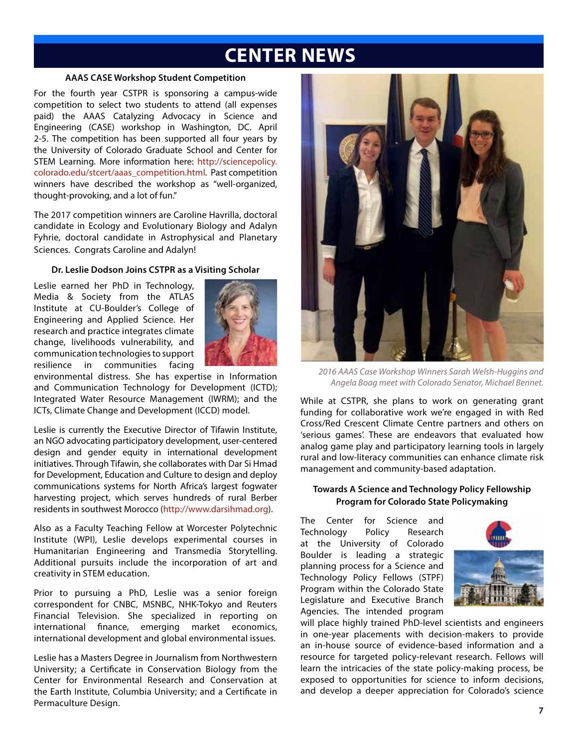# CENTER NEWS

### AAAS CASE Workshop Student Competition

For the fourth year CSTPR is sponsoring a campus-wide competition to select two students to attend (all expenses paid) the AAAS Catalyzing Advocacy in Science and Engineering (CASE) workshop in Washington, DC. April 2-5. The competition has been supported all four years by the University of Colorado Graduate School and Center for STEM Learning. More information here: http://sciencepolicy.colorado.edu/stcert/aaas_competition.html. Past competition winners have described the workshop as "well-organized, thought-provoking, and a lot of fun."

The 2017 competition winners are Caroline Havrilla, doctoral candidate in Ecology and Evolutionary Biology and Adalyn Fyhrie, doctoral candidate in Astrophysical and Planetary Sciences. Congrats Caroline and Adalyn!

*2016 AAAS Case Workshop Winners Sarah Welsh-Huggins and Angela Boag meet with Colorado Senator, Michael Bennet.*

### Dr. Leslie Dodson Joins CSTPR as a Visiting Scholar

Leslie earned her PhD in Technology, Media & Society from the ATLAS Institute at CU-Boulder's College of Engineering and Applied Science. Her research and practice integrates climate change, livelihoods vulnerability, and communication technologies to support resilience in communities facing environmental distress. She has expertise in Information and Communication Technology for Development (ICTD); Integrated Water Resource Management (IWRM); and the ICTs, Climate Change and Development (ICCD) model.

Leslie is currently the Executive Director of Tifawin Institute, an NGO advocating participatory development, user-centered design and gender equity in international development initiatives. Through Tifawin, she collaborates with Dar Si Hmad for Development, Education and Culture to design and deploy communications systems for North Africa's largest fogwater harvesting project, which serves hundreds of rural Berber residents in southwest Morocco (http://www.darsihmad.org).

Also as a Faculty Teaching Fellow at Worcester Polytechnic Institute (WPI), Leslie develops experimental courses in Humanitarian Engineering and Transmedia Storytelling. Additional pursuits include the incorporation of art and creativity in STEM education.

Prior to pursuing a PhD, Leslie was a senior foreign correspondent for CNBC, MSNBC, NHK-Tokyo and Reuters Financial Television. She specialized in reporting on international finance, emerging market economics, international development and global environmental issues.

Leslie has a Masters Degree in Journalism from Northwestern University; a Certificate in Conservation Biology from the Center for Environmental Research and Conservation at the Earth Institute, Columbia University; and a Certificate in Permaculture Design.

While at CSTPR, she plans to work on generating grant funding for collaborative work we're engaged in with Red Cross/Red Crescent Climate Centre partners and others on 'serious games'. These are endeavors that evaluated how analog game play and participatory learning tools in largely rural and low-literacy communities can enhance climate risk management and community-based adaptation.

### Towards A Science and Technology Policy Fellowship Program for Colorado State Policymaking

The Center for Science and Technology Policy Research at the University of Colorado Boulder is leading a strategic planning process for a Science and Technology Policy Fellows (STPF) Program within the Colorado State Legislature and Executive Branch Agencies. The intended program will place highly trained PhD-level scientists and engineers in one-year placements with decision-makers to provide an in-house source of evidence-based information and a resource for targeted policy-relevant research. Fellows will learn the intricacies of the state policy-making process, be exposed to opportunities for science to inform decisions, and develop a deeper appreciation for Colorado's science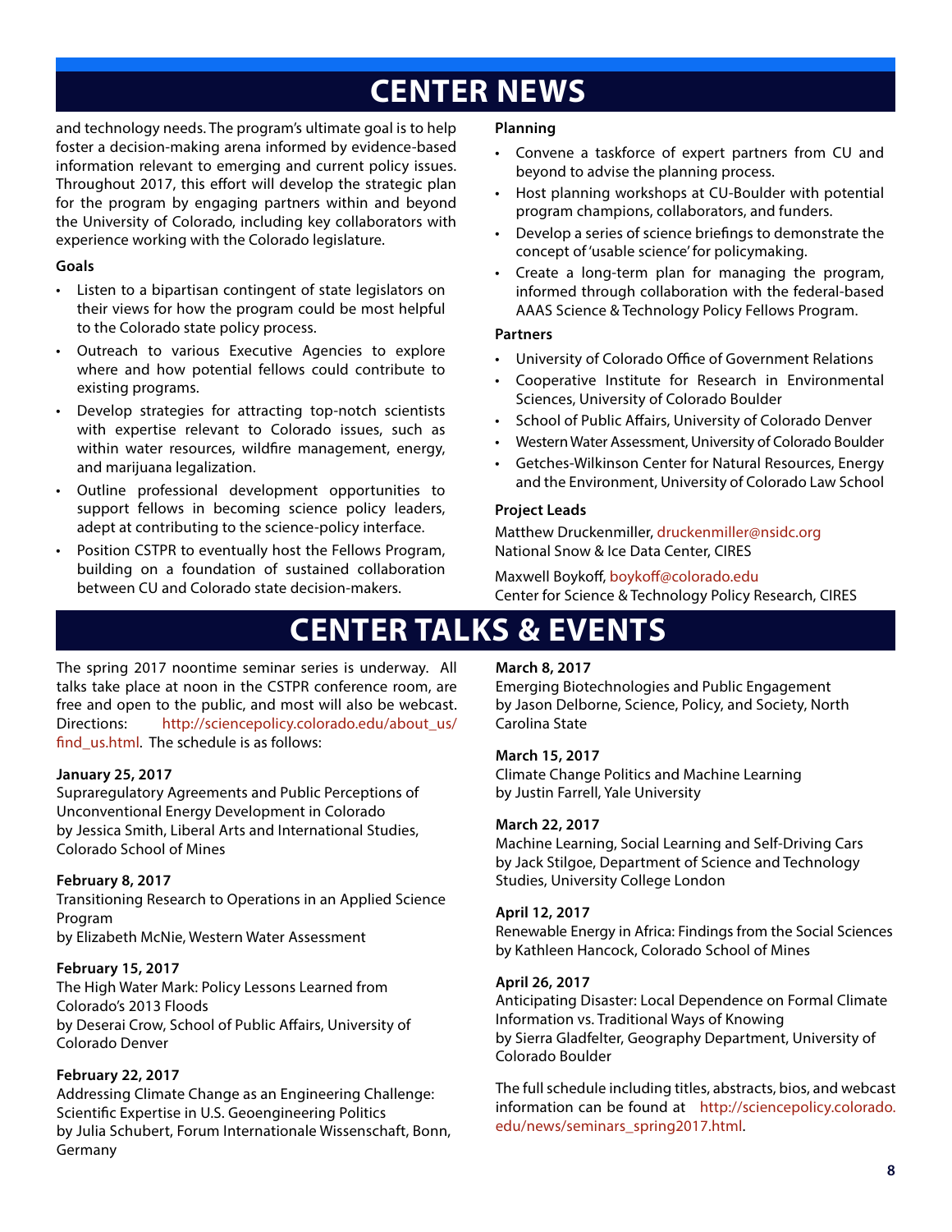# CENTER NEWS

and technology needs. The program's ultimate goal is to help foster a decision-making arena informed by evidence-based information relevant to emerging and current policy issues. Throughout 2017, this effort will develop the strategic plan for the program by engaging partners within and beyond the University of Colorado, including key collaborators with experience working with the Colorado legislature.

**Goals**

- Listen to a bipartisan contingent of state legislators on their views for how the program could be most helpful to the Colorado state policy process.
- Outreach to various Executive Agencies to explore where and how potential fellows could contribute to existing programs.
- Develop strategies for attracting top-notch scientists with expertise relevant to Colorado issues, such as within water resources, wildfire management, energy, and marijuana legalization.
- Outline professional development opportunities to support fellows in becoming science policy leaders, adept at contributing to the science-policy interface.
- Position CSTPR to eventually host the Fellows Program, building on a foundation of sustained collaboration between CU and Colorado state decision-makers.

**Planning**

- Convene a taskforce of expert partners from CU and beyond to advise the planning process.
- Host planning workshops at CU-Boulder with potential program champions, collaborators, and funders.
- Develop a series of science briefings to demonstrate the concept of 'usable science' for policymaking.
- Create a long-term plan for managing the program, informed through collaboration with the federal-based AAAS Science & Technology Policy Fellows Program.

**Partners**

- University of Colorado Office of Government Relations
- Cooperative Institute for Research in Environmental Sciences, University of Colorado Boulder
- School of Public Affairs, University of Colorado Denver
- Western Water Assessment, University of Colorado Boulder
- Getches-Wilkinson Center for Natural Resources, Energy and the Environment, University of Colorado Law School

**Project Leads**

Matthew Druckenmiller, druckenmiller@nsidc.org
National Snow & Ice Data Center, CIRES

Maxwell Boykoff, boykoff@colorado.edu
Center for Science & Technology Policy Research, CIRES

# CENTER TALKS & EVENTS

The spring 2017 noontime seminar series is underway. All talks take place at noon in the CSTPR conference room, are free and open to the public, and most will also be webcast. Directions: http://sciencepolicy.colorado.edu/about_us/find_us.html. The schedule is as follows:

**January 25, 2017**
Supraregulatory Agreements and Public Perceptions of Unconventional Energy Development in Colorado
by Jessica Smith, Liberal Arts and International Studies, Colorado School of Mines

**February 8, 2017**
Transitioning Research to Operations in an Applied Science Program
by Elizabeth McNie, Western Water Assessment

**February 15, 2017**
The High Water Mark: Policy Lessons Learned from Colorado's 2013 Floods
by Deserai Crow, School of Public Affairs, University of Colorado Denver

**February 22, 2017**
Addressing Climate Change as an Engineering Challenge: Scientific Expertise in U.S. Geoengineering Politics
by Julia Schubert, Forum Internationale Wissenschaft, Bonn, Germany

**March 8, 2017**
Emerging Biotechnologies and Public Engagement
by Jason Delborne, Science, Policy, and Society, North Carolina State

**March 15, 2017**
Climate Change Politics and Machine Learning
by Justin Farrell, Yale University

**March 22, 2017**
Machine Learning, Social Learning and Self-Driving Cars
by Jack Stilgoe, Department of Science and Technology Studies, University College London

**April 12, 2017**
Renewable Energy in Africa: Findings from the Social Sciences
by Kathleen Hancock, Colorado School of Mines

**April 26, 2017**
Anticipating Disaster: Local Dependence on Formal Climate Information vs. Traditional Ways of Knowing
by Sierra Gladfelter, Geography Department, University of Colorado Boulder

The full schedule including titles, abstracts, bios, and webcast information can be found at http://sciencepolicy.colorado.edu/news/seminars_spring2017.html.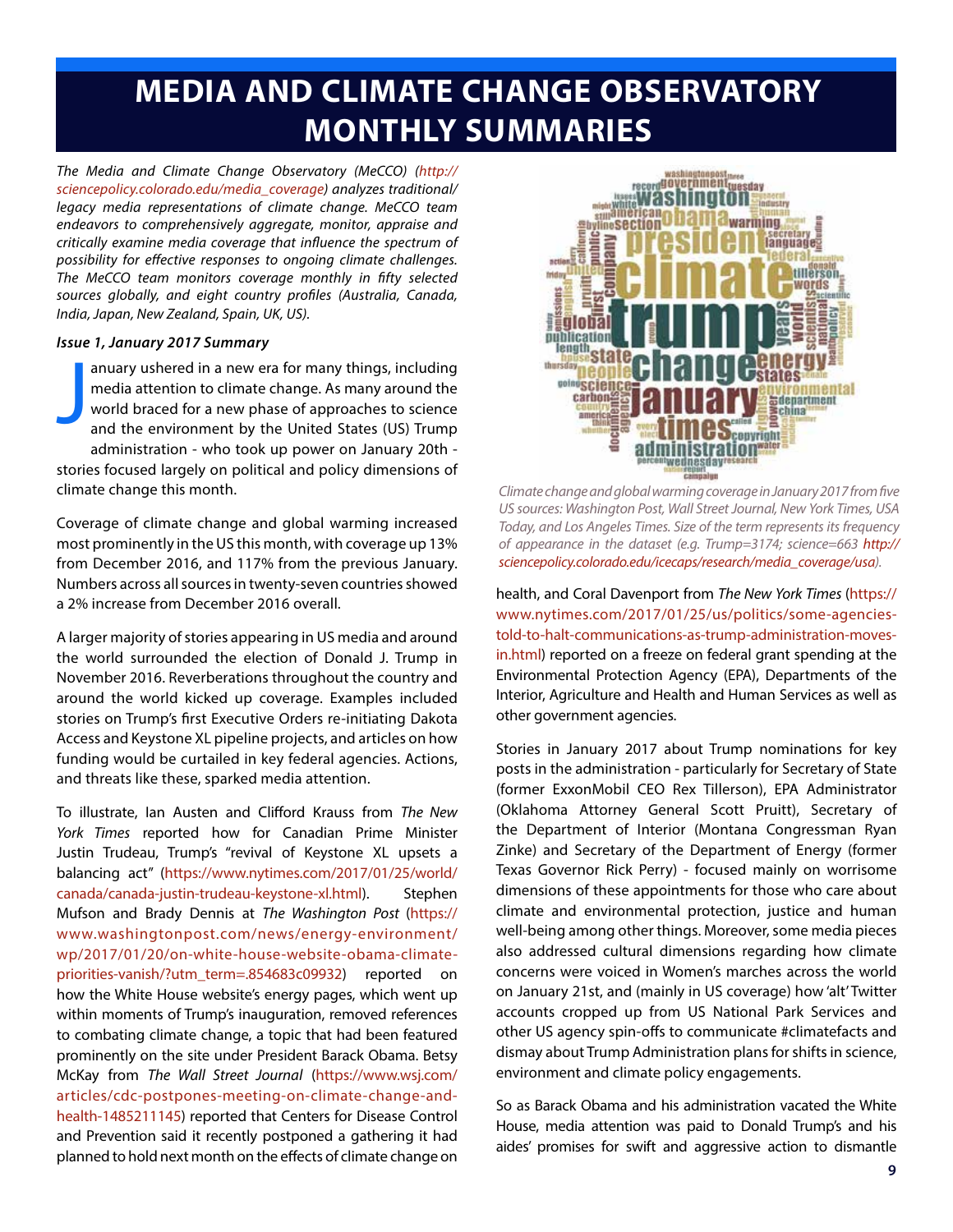# MEDIA AND CLIMATE CHANGE OBSERVATORY MONTHLY SUMMARIES

*The Media and Climate Change Observatory (MeCCO) (http://sciencepolicy.colorado.edu/media_coverage) analyzes traditional/legacy media representations of climate change. MeCCO team endeavors to comprehensively aggregate, monitor, appraise and critically examine media coverage that influence the spectrum of possibility for effective responses to ongoing climate challenges. The MeCCO team monitors coverage monthly in fifty selected sources globally, and eight country profiles (Australia, Canada, India, Japan, New Zealand, Spain, UK, US).*

***Issue 1, January 2017 Summary***

January ushered in a new era for many things, including media attention to climate change. As many around the world braced for a new phase of approaches to science and the environment by the United States (US) Trump administration - who took up power on January 20th - stories focused largely on political and policy dimensions of climate change this month.

Coverage of climate change and global warming increased most prominently in the US this month, with coverage up 13% from December 2016, and 117% from the previous January. Numbers across all sources in twenty-seven countries showed a 2% increase from December 2016 overall.

A larger majority of stories appearing in US media and around the world surrounded the election of Donald J. Trump in November 2016. Reverberations throughout the country and around the world kicked up coverage. Examples included stories on Trump's first Executive Orders re-initiating Dakota Access and Keystone XL pipeline projects, and articles on how funding would be curtailed in key federal agencies. Actions, and threats like these, sparked media attention.

To illustrate, Ian Austen and Clifford Krauss from *The New York Times* reported how for Canadian Prime Minister Justin Trudeau, Trump's "revival of Keystone XL upsets a balancing act" (https://www.nytimes.com/2017/01/25/world/canada/canada-justin-trudeau-keystone-xl.html). Stephen Mufson and Brady Dennis at *The Washington Post* (https://www.washingtonpost.com/news/energy-environment/wp/2017/01/20/on-white-house-website-obama-climate-priorities-vanish/?utm_term=.854683c09932) reported on how the White House website's energy pages, which went up within moments of Trump's inauguration, removed references to combating climate change, a topic that had been featured prominently on the site under President Barack Obama. Betsy McKay from *The Wall Street Journal* (https://www.wsj.com/articles/cdc-postpones-meeting-on-climate-change-and-health-1485211145) reported that Centers for Disease Control and Prevention said it recently postponed a gathering it had planned to hold next month on the effects of climate change on health, and Coral Davenport from *The New York Times* (https://www.nytimes.com/2017/01/25/us/politics/some-agencies-told-to-halt-communications-as-trump-administration-moves-in.html) reported on a freeze on federal grant spending at the Environmental Protection Agency (EPA), Departments of the Interior, Agriculture and Health and Human Services as well as other government agencies.

*Climate change and global warming coverage in January 2017 from five US sources: Washington Post, Wall Street Journal, New York Times, USA Today, and Los Angeles Times. Size of the term represents its frequency of appearance in the dataset (e.g. Trump=3174; science=663 http://sciencepolicy.colorado.edu/icecaps/research/media_coverage/usa).*

Stories in January 2017 about Trump nominations for key posts in the administration - particularly for Secretary of State (former ExxonMobil CEO Rex Tillerson), EPA Administrator (Oklahoma Attorney General Scott Pruitt), Secretary of the Department of Interior (Montana Congressman Ryan Zinke) and Secretary of the Department of Energy (former Texas Governor Rick Perry) - focused mainly on worrisome dimensions of these appointments for those who care about climate and environmental protection, justice and human well-being among other things. Moreover, some media pieces also addressed cultural dimensions regarding how climate concerns were voiced in Women's marches across the world on January 21st, and (mainly in US coverage) how 'alt' Twitter accounts cropped up from US National Park Services and other US agency spin-offs to communicate #climatefacts and dismay about Trump Administration plans for shifts in science, environment and climate policy engagements.

So as Barack Obama and his administration vacated the White House, media attention was paid to Donald Trump's and his aides' promises for swift and aggressive action to dismantle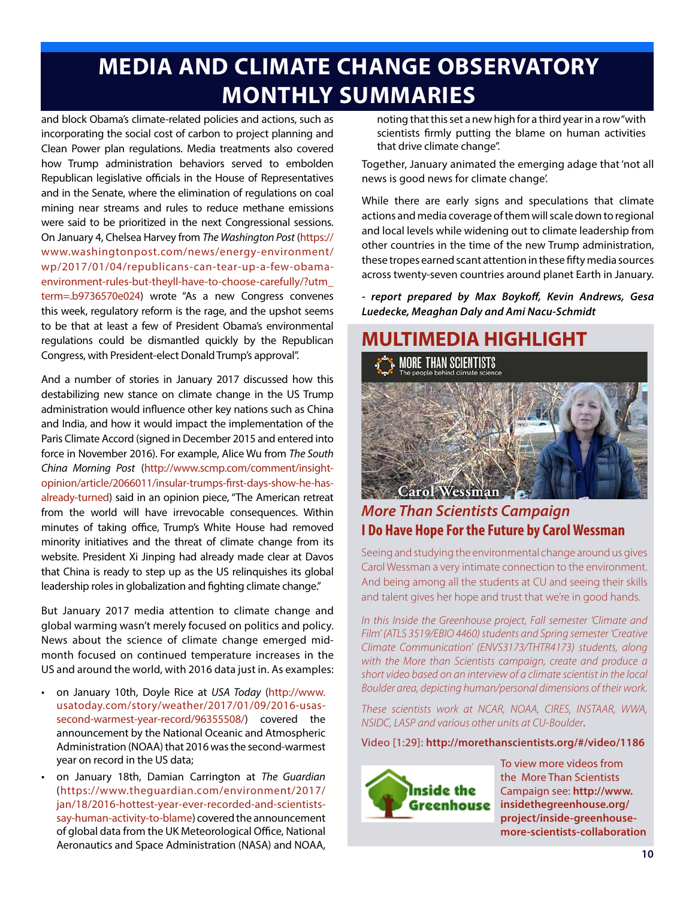# MEDIA AND CLIMATE CHANGE OBSERVATORY MONTHLY SUMMARIES

and block Obama's climate-related policies and actions, such as incorporating the social cost of carbon to project planning and Clean Power plan regulations. Media treatments also covered how Trump administration behaviors served to embolden Republican legislative officials in the House of Representatives and in the Senate, where the elimination of regulations on coal mining near streams and rules to reduce methane emissions were said to be prioritized in the next Congressional sessions. On January 4, Chelsea Harvey from *The Washington Post* (https://www.washingtonpost.com/news/energy-environment/wp/2017/01/04/republicans-can-tear-up-a-few-obama-environment-rules-but-theyll-have-to-choose-carefully/?utm_term=.b9736570e024) wrote "As a new Congress convenes this week, regulatory reform is the rage, and the upshot seems to be that at least a few of President Obama's environmental regulations could be dismantled quickly by the Republican Congress, with President-elect Donald Trump's approval".

And a number of stories in January 2017 discussed how this destabilizing new stance on climate change in the US Trump administration would influence other key nations such as China and India, and how it would impact the implementation of the Paris Climate Accord (signed in December 2015 and entered into force in November 2016). For example, Alice Wu from *The South China Morning Post* (http://www.scmp.com/comment/insight-opinion/article/2066011/insular-trumps-first-days-show-he-has-already-turned) said in an opinion piece, "The American retreat from the world will have irrevocable consequences. Within minutes of taking office, Trump's White House had removed minority initiatives and the threat of climate change from its website. President Xi Jinping had already made clear at Davos that China is ready to step up as the US relinquishes its global leadership roles in globalization and fighting climate change."

But January 2017 media attention to climate change and global warming wasn't merely focused on politics and policy. News about the science of climate change emerged mid-month focused on continued temperature increases in the US and around the world, with 2016 data just in. As examples:

- on January 10th, Doyle Rice at *USA Today* (http://www.usatoday.com/story/weather/2017/01/09/2016-usas-second-warmest-year-record/96355508/) covered the announcement by the National Oceanic and Atmospheric Administration (NOAA) that 2016 was the second-warmest year on record in the US data;
- on January 18th, Damian Carrington at *The Guardian* (https://www.theguardian.com/environment/2017/jan/18/2016-hottest-year-ever-recorded-and-scientists-say-human-activity-to-blame) covered the announcement of global data from the UK Meteorological Office, National Aeronautics and Space Administration (NASA) and NOAA, noting that this set a new high for a third year in a row "with scientists firmly putting the blame on human activities that drive climate change".

Together, January animated the emerging adage that 'not all news is good news for climate change'.

While there are early signs and speculations that climate actions and media coverage of them will scale down to regional and local levels while widening out to climate leadership from other countries in the time of the new Trump administration, these tropes earned scant attention in these fifty media sources across twenty-seven countries around planet Earth in January.

***- report prepared by Max Boykoff, Kevin Andrews, Gesa Luedecke, Meaghan Daly and Ami Nacu-Schmidt***

## MULTIMEDIA HIGHLIGHT

MORE THAN SCIENTISTS
The people behind climate science

Carol Wessman

### *More Than Scientists Campaign*

### I Do Have Hope For the Future by Carol Wessman

Seeing and studying the environmental change around us gives Carol Wessman a very intimate connection to the environment. And being among all the students at CU and seeing their skills and talent gives her hope and trust that we're in good hands.

*In this Inside the Greenhouse project, Fall semester 'Climate and Film' (ATLS 3519/EBIO 4460) students and Spring semester 'Creative Climate Communication' (ENVS3173/THTR4173) students, along with the More than Scientists campaign, create and produce a short video based on an interview of a climate scientist in the local Boulder area, depicting human/personal dimensions of their work.*

*These scientists work at NCAR, NOAA, CIRES, INSTAAR, WWA, NSIDC, LASP and various other units at CU-Boulder.*

Video [1:29]: **http://morethanscientists.org/#/video/1186**

Inside the Greenhouse

To view more videos from the More Than Scientists Campaign see: **http://www.insidethegreenhouse.org/project/inside-greenhouse-more-scientists-collaboration**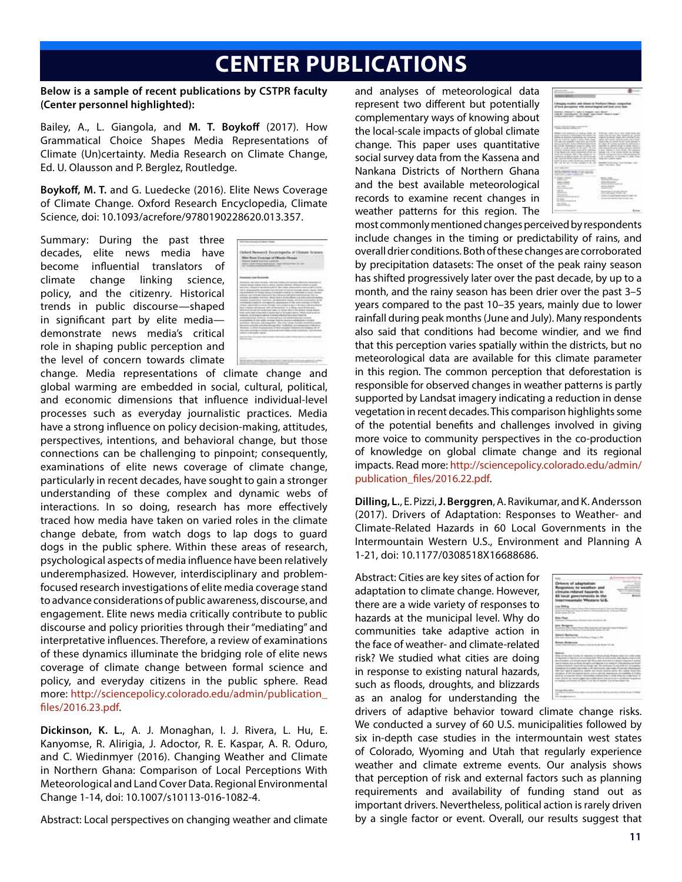# CENTER PUBLICATIONS

**Below is a sample of recent publications by CSTPR faculty (Center personnel highlighted):**

Bailey, A., L. Giangola, and **M. T. Boykoff** (2017). How Grammatical Choice Shapes Media Representations of Climate (Un)certainty. Media Research on Climate Change, Ed. U. Olausson and P. Berglez, Routledge.

**Boykoff, M. T.** and G. Luedecke (2016). Elite News Coverage of Climate Change. Oxford Research Encyclopedia, Climate Science, doi: 10.1093/acrefore/9780190228620.013.357.

Summary: During the past three decades, elite news media have become influential translators of climate change linking science, policy, and the citizenry. Historical trends in public discourse—shaped in significant part by elite media—demonstrate news media's critical role in shaping public perception and the level of concern towards climate change. Media representations of climate change and global warming are embedded in social, cultural, political, and economic dimensions that influence individual-level processes such as everyday journalistic practices. Media have a strong influence on policy decision-making, attitudes, perspectives, intentions, and behavioral change, but those connections can be challenging to pinpoint; consequently, examinations of elite news coverage of climate change, particularly in recent decades, have sought to gain a stronger understanding of these complex and dynamic webs of interactions. In so doing, research has more effectively traced how media have taken on varied roles in the climate change debate, from watch dogs to lap dogs to guard dogs in the public sphere. Within these areas of research, psychological aspects of media influence have been relatively underemphasized. However, interdisciplinary and problem-focused research investigations of elite media coverage stand to advance considerations of public awareness, discourse, and engagement. Elite news media critically contribute to public discourse and policy priorities through their "mediating" and interpretative influences. Therefore, a review of examinations of these dynamics illuminate the bridging role of elite news coverage of climate change between formal science and policy, and everyday citizens in the public sphere. Read more: http://sciencepolicy.colorado.edu/admin/publication_files/2016.23.pdf.

**Dickinson, K. L.**, A. J. Monaghan, I. J. Rivera, L. Hu, E. Kanyomse, R. Alirigia, J. Adoctor, R. E. Kaspar, A. R. Oduro, and C. Wiedinmyer (2016). Changing Weather and Climate in Northern Ghana: Comparison of Local Perceptions With Meteorological and Land Cover Data. Regional Environmental Change 1-14, doi: 10.1007/s10113-016-1082-4.

Abstract: Local perspectives on changing weather and climate and analyses of meteorological data represent two different but potentially complementary ways of knowing about the local-scale impacts of global climate change. This paper uses quantitative social survey data from the Kassena and Nankana Districts of Northern Ghana and the best available meteorological records to examine recent changes in weather patterns for this region. The most commonly mentioned changes perceived by respondents include changes in the timing or predictability of rains, and overall drier conditions. Both of these changes are corroborated by precipitation datasets: The onset of the peak rainy season has shifted progressively later over the past decade, by up to a month, and the rainy season has been drier over the past 3–5 years compared to the past 10–35 years, mainly due to lower rainfall during peak months (June and July). Many respondents also said that conditions had become windier, and we find that this perception varies spatially within the districts, but no meteorological data are available for this climate parameter in this region. The common perception that deforestation is responsible for observed changes in weather patterns is partly supported by Landsat imagery indicating a reduction in dense vegetation in recent decades. This comparison highlights some of the potential benefits and challenges involved in giving more voice to community perspectives in the co-production of knowledge on global climate change and its regional impacts. Read more: http://sciencepolicy.colorado.edu/admin/publication_files/2016.22.pdf.

**Dilling, L.**, E. Pizzi, **J. Berggren**, A. Ravikumar, and K. Andersson (2017). Drivers of Adaptation: Responses to Weather- and Climate-Related Hazards in 60 Local Governments in the Intermountain Western U.S., Environment and Planning A 1-21, doi: 10.1177/0308518X16688686.

Abstract: Cities are key sites of action for adaptation to climate change. However, there are a wide variety of responses to hazards at the municipal level. Why do communities take adaptive action in the face of weather- and climate-related risk? We studied what cities are doing in response to existing natural hazards, such as floods, droughts, and blizzards as an analog for understanding the drivers of adaptive behavior toward climate change risks. We conducted a survey of 60 U.S. municipalities followed by six in-depth case studies in the intermountain west states of Colorado, Wyoming and Utah that regularly experience weather and climate extreme events. Our analysis shows that perception of risk and external factors such as planning requirements and availability of funding stand out as important drivers. Nevertheless, political action is rarely driven by a single factor or event. Overall, our results suggest that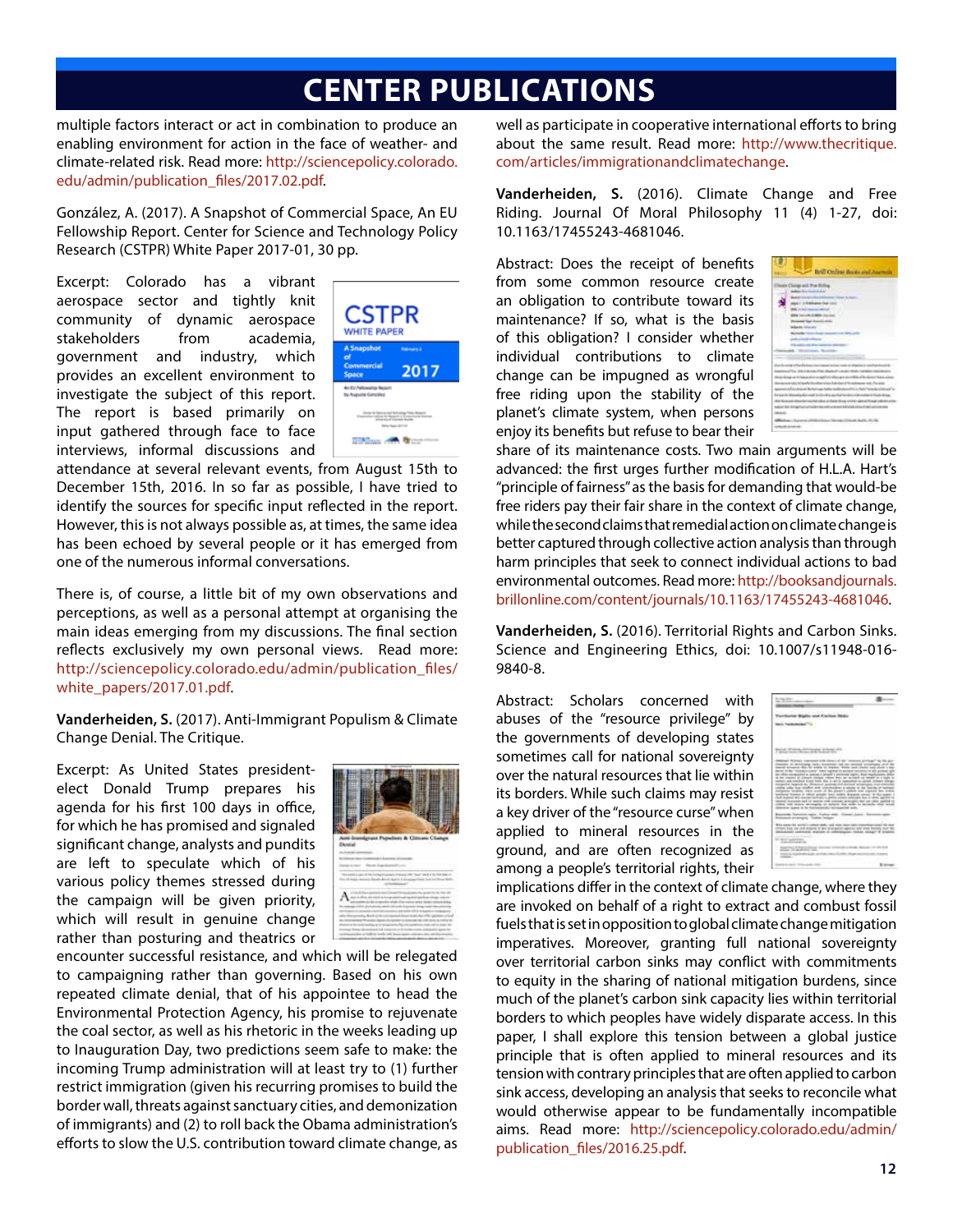# CENTER PUBLICATIONS

multiple factors interact or act in combination to produce an enabling environment for action in the face of weather- and climate-related risk. Read more: http://sciencepolicy.colorado.edu/admin/publication_files/2017.02.pdf.

González, A. (2017). A Snapshot of Commercial Space, An EU Fellowship Report. Center for Science and Technology Policy Research (CSTPR) White Paper 2017-01, 30 pp.

Excerpt: Colorado has a vibrant aerospace sector and tightly knit community of dynamic aerospace stakeholders from academia, government and industry, which provides an excellent environment to investigate the subject of this report. The report is based primarily on input gathered through face to face interviews, informal discussions and attendance at several relevant events, from August 15th to December 15th, 2016. In so far as possible, I have tried to identify the sources for specific input reflected in the report. However, this is not always possible as, at times, the same idea has been echoed by several people or it has emerged from one of the numerous informal conversations.

There is, of course, a little bit of my own observations and perceptions, as well as a personal attempt at organising the main ideas emerging from my discussions. The final section reflects exclusively my own personal views. Read more: http://sciencepolicy.colorado.edu/admin/publication_files/white_papers/2017.01.pdf.

**Vanderheiden, S.** (2017). Anti-Immigrant Populism & Climate Change Denial. The Critique.

Excerpt: As United States president-elect Donald Trump prepares his agenda for his first 100 days in office, for which he has promised and signaled significant change, analysts and pundits are left to speculate which of his various policy themes stressed during the campaign will be given priority, which will result in genuine change rather than posturing and theatrics or encounter successful resistance, and which will be relegated to campaigning rather than governing. Based on his own repeated climate denial, that of his appointee to head the Environmental Protection Agency, his promise to rejuvenate the coal sector, as well as his rhetoric in the weeks leading up to Inauguration Day, two predictions seem safe to make: the incoming Trump administration will at least try to (1) further restrict immigration (given his recurring promises to build the border wall, threats against sanctuary cities, and demonization of immigrants) and (2) to roll back the Obama administration's efforts to slow the U.S. contribution toward climate change, as well as participate in cooperative international efforts to bring about the same result. Read more: http://www.thecritique.com/articles/immigrationandclimatechange.

**Vanderheiden, S.** (2016). Climate Change and Free Riding. Journal Of Moral Philosophy 11 (4) 1-27, doi: 10.1163/17455243-4681046.

Abstract: Does the receipt of benefits from some common resource create an obligation to contribute toward its maintenance? If so, what is the basis of this obligation? I consider whether individual contributions to climate change can be impugned as wrongful free riding upon the stability of the planet's climate system, when persons enjoy its benefits but refuse to bear their share of its maintenance costs. Two main arguments will be advanced: the first urges further modification of H.L.A. Hart's "principle of fairness" as the basis for demanding that would-be free riders pay their fair share in the context of climate change, while the second claims that remedial action on climate change is better captured through collective action analysis than through harm principles that seek to connect individual actions to bad environmental outcomes. Read more: http://booksandjournals.brillonline.com/content/journals/10.1163/17455243-4681046.

**Vanderheiden, S.** (2016). Territorial Rights and Carbon Sinks. Science and Engineering Ethics, doi: 10.1007/s11948-016-9840-8.

Abstract: Scholars concerned with abuses of the "resource privilege" by the governments of developing states sometimes call for national sovereignty over the natural resources that lie within its borders. While such claims may resist a key driver of the "resource curse" when applied to mineral resources in the ground, and are often recognized as among a people's territorial rights, their implications differ in the context of climate change, where they are invoked on behalf of a right to extract and combust fossil fuels that is set in opposition to global climate change mitigation imperatives. Moreover, granting full national sovereignty over territorial carbon sinks may conflict with commitments to equity in the sharing of national mitigation burdens, since much of the planet's carbon sink capacity lies within territorial borders to which peoples have widely disparate access. In this paper, I shall explore this tension between a global justice principle that is often applied to mineral resources and its tension with contrary principles that are often applied to carbon sink access, developing an analysis that seeks to reconcile what would otherwise appear to be fundamentally incompatible aims. Read more: http://sciencepolicy.colorado.edu/admin/publication_files/2016.25.pdf.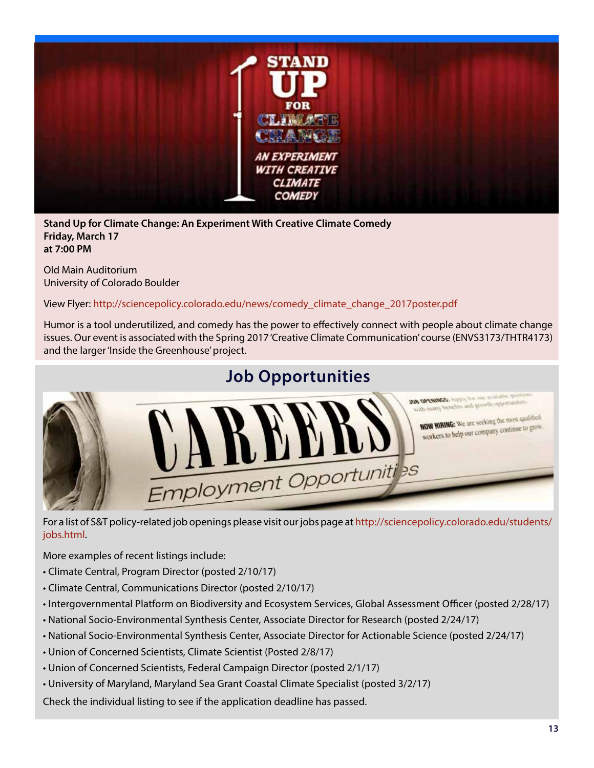**Stand Up for Climate Change: An Experiment With Creative Climate Comedy**
**Friday, March 17**
**at 7:00 PM**

Old Main Auditorium
University of Colorado Boulder

View Flyer: http://sciencepolicy.colorado.edu/news/comedy_climate_change_2017poster.pdf

Humor is a tool underutilized, and comedy has the power to effectively connect with people about climate change issues. Our event is associated with the Spring 2017 'Creative Climate Communication' course (ENVS3173/THTR4173) and the larger 'Inside the Greenhouse' project.

## Job Opportunities

For a list of S&T policy-related job openings please visit our jobs page at http://sciencepolicy.colorado.edu/students/jobs.html.

More examples of recent listings include:

- Climate Central, Program Director (posted 2/10/17)
- Climate Central, Communications Director (posted 2/10/17)
- Intergovernmental Platform on Biodiversity and Ecosystem Services, Global Assessment Officer (posted 2/28/17)
- National Socio-Environmental Synthesis Center, Associate Director for Research (posted 2/24/17)
- National Socio-Environmental Synthesis Center, Associate Director for Actionable Science (posted 2/24/17)
- Union of Concerned Scientists, Climate Scientist (Posted 2/8/17)
- Union of Concerned Scientists, Federal Campaign Director (posted 2/1/17)
- University of Maryland, Maryland Sea Grant Coastal Climate Specialist (posted 3/2/17)

Check the individual listing to see if the application deadline has passed.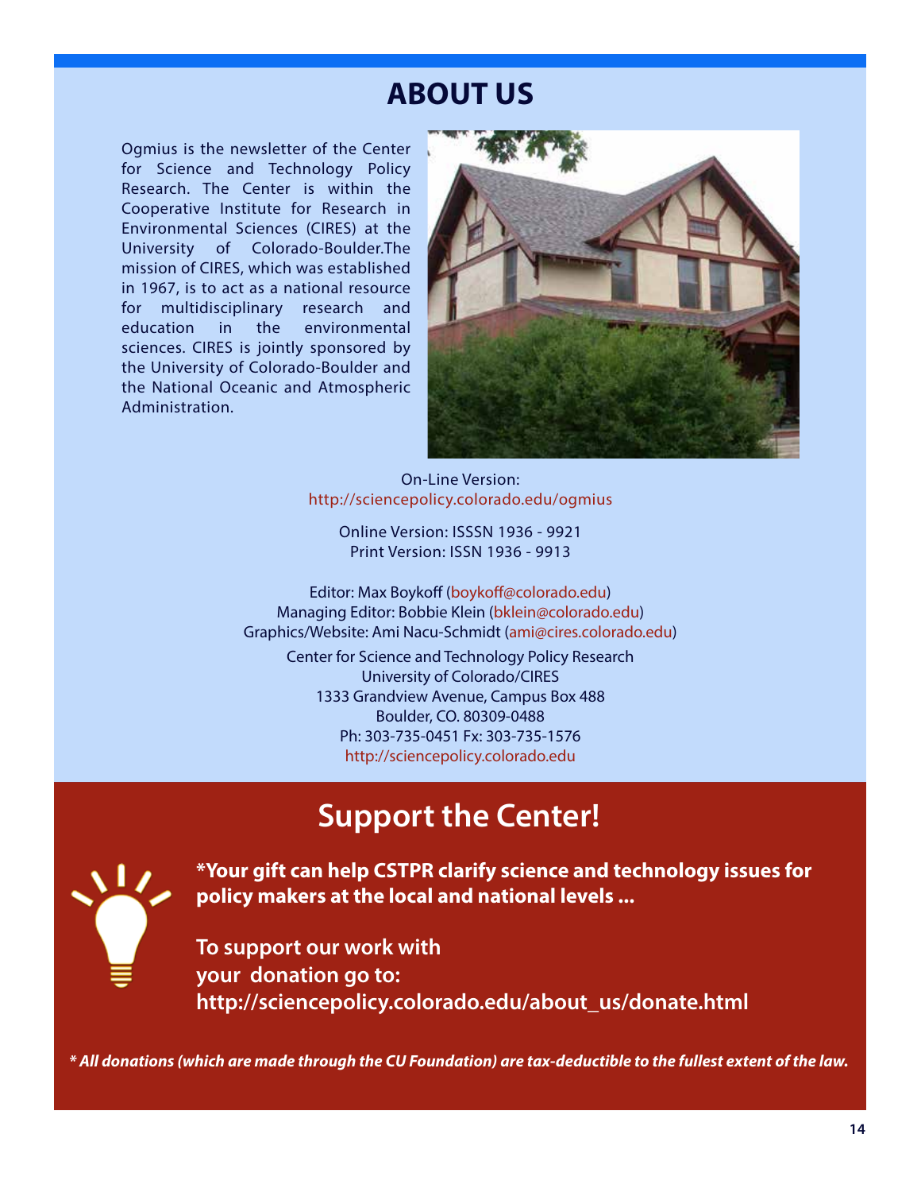# ABOUT US

Ogmius is the newsletter of the Center for Science and Technology Policy Research. The Center is within the Cooperative Institute for Research in Environmental Sciences (CIRES) at the University of Colorado-Boulder.The mission of CIRES, which was established in 1967, is to act as a national resource for multidisciplinary research and education in the environmental sciences. CIRES is jointly sponsored by the University of Colorado-Boulder and the National Oceanic and Atmospheric Administration.

On-Line Version:
http://sciencepolicy.colorado.edu/ogmius

Online Version: ISSSN 1936 - 9921
Print Version: ISSN 1936 - 9913

Editor: Max Boykoff (boykoff@colorado.edu)
Managing Editor: Bobbie Klein (bklein@colorado.edu)
Graphics/Website: Ami Nacu-Schmidt (ami@cires.colorado.edu)

Center for Science and Technology Policy Research
University of Colorado/CIRES
1333 Grandview Avenue, Campus Box 488
Boulder, CO. 80309-0488
Ph: 303-735-0451 Fx: 303-735-1576
http://sciencepolicy.colorado.edu

# Support the Center!

**\*Your gift can help CSTPR clarify science and technology issues for policy makers at the local and national levels ...**

**To support our work with your donation go to: http://sciencepolicy.colorado.edu/about_us/donate.html**

***\* All donations (which are made through the CU Foundation) are tax-deductible to the fullest extent of the law.***